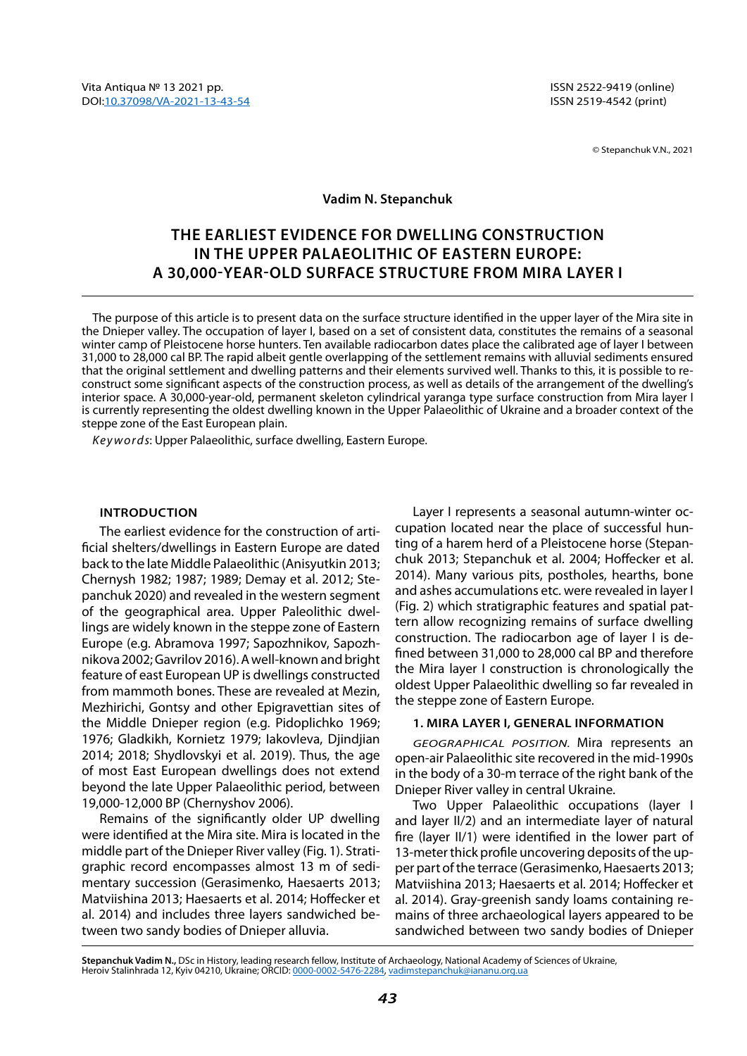Vita Antiqua № 13 2021 pp.
DOI:10.37098/VA-2021-13-43-54

ISSN 2522-9419 (online)
ISSN 2519-4542 (print)

© Stepanchuk V.N., 2021

**Vadim N. Stepanchuk**

# THE EARLIEST EVIDENCE FOR DWELLING CONSTRUCTION IN THE UPPER PALAEOLITHIC OF EASTERN EUROPE: A 30,000-YEAR-OLD SURFACE STRUCTURE FROM MIRA LAYER I

The purpose of this article is to present data on the surface structure identified in the upper layer of the Mira site in the Dnieper valley. The occupation of layer I, based on a set of consistent data, constitutes the remains of a seasonal winter camp of Pleistocene horse hunters. Ten available radiocarbon dates place the calibrated age of layer I between 31,000 to 28,000 cal BP. The rapid albeit gentle overlapping of the settlement remains with alluvial sediments ensured that the original settlement and dwelling patterns and their elements survived well. Thanks to this, it is possible to reconstruct some significant aspects of the construction process, as well as details of the arrangement of the dwelling's interior space. A 30,000-year-old, permanent skeleton cylindrical yaranga type surface construction from Mira layer I is currently representing the oldest dwelling known in the Upper Palaeolithic of Ukraine and a broader context of the steppe zone of the East European plain.

*Keywords*: Upper Palaeolithic, surface dwelling, Eastern Europe.

## INTRODUCTION

The earliest evidence for the construction of artificial shelters/dwellings in Eastern Europe are dated back to the late Middle Palaeolithic (Anisyutkin 2013; Chernysh 1982; 1987; 1989; Demay et al. 2012; Stepanchuk 2020) and revealed in the western segment of the geographical area. Upper Paleolithic dwellings are widely known in the steppe zone of Eastern Europe (e.g. Abramova 1997; Sapozhnikov, Sapozhnikova 2002; Gavrilov 2016). A well-known and bright feature of east European UP is dwellings constructed from mammoth bones. These are revealed at Mezin, Mezhirichi, Gontsy and other Epigravettian sites of the Middle Dnieper region (e.g. Pidoplichko 1969; 1976; Gladkikh, Kornietz 1979; Iakovleva, Djindjian 2014; 2018; Shydlovskyi et al. 2019). Thus, the age of most East European dwellings does not extend beyond the late Upper Palaeolithic period, between 19,000-12,000 BP (Chernyshov 2006).

Remains of the significantly older UP dwelling were identified at the Mira site. Mira is located in the middle part of the Dnieper River valley (Fig. 1). Stratigraphic record encompasses almost 13 m of sedimentary succession (Gerasimenko, Haesaerts 2013; Matviishina 2013; Haesaerts et al. 2014; Hoffecker et al. 2014) and includes three layers sandwiched between two sandy bodies of Dnieper alluvia.

Layer I represents a seasonal autumn-winter occupation located near the place of successful hunting of a harem herd of a Pleistocene horse (Stepanchuk 2013; Stepanchuk et al. 2004; Hoffecker et al. 2014). Many various pits, postholes, hearths, bone and ashes accumulations etc. were revealed in layer I (Fig. 2) which stratigraphic features and spatial pattern allow recognizing remains of surface dwelling construction. The radiocarbon age of layer I is defined between 31,000 to 28,000 cal BP and therefore the Mira layer I construction is chronologically the oldest Upper Palaeolithic dwelling so far revealed in the steppe zone of Eastern Europe.

### 1. MIRA LAYER I, GENERAL INFORMATION

*GEOGRAPHICAL POSITION.* Mira represents an open-air Palaeolithic site recovered in the mid-1990s in the body of a 30-m terrace of the right bank of the Dnieper River valley in central Ukraine.

Two Upper Palaeolithic occupations (layer I and layer II/2) and an intermediate layer of natural fire (layer II/1) were identified in the lower part of 13-meter thick profile uncovering deposits of the upper part of the terrace (Gerasimenko, Haesaerts 2013; Matviishina 2013; Haesaerts et al. 2014; Hoffecker et al. 2014). Gray-greenish sandy loams containing remains of three archaeological layers appeared to be sandwiched between two sandy bodies of Dnieper

**Stepanchuk Vadim N.,** DSc in History, leading research fellow, Institute of Archaeology, National Academy of Sciences of Ukraine, Heroiv Stalinhrada 12, Kyiv 04210, Ukraine; ORCID: 0000-0002-5476-2284, vadimstepanchuk@iananu.org.ua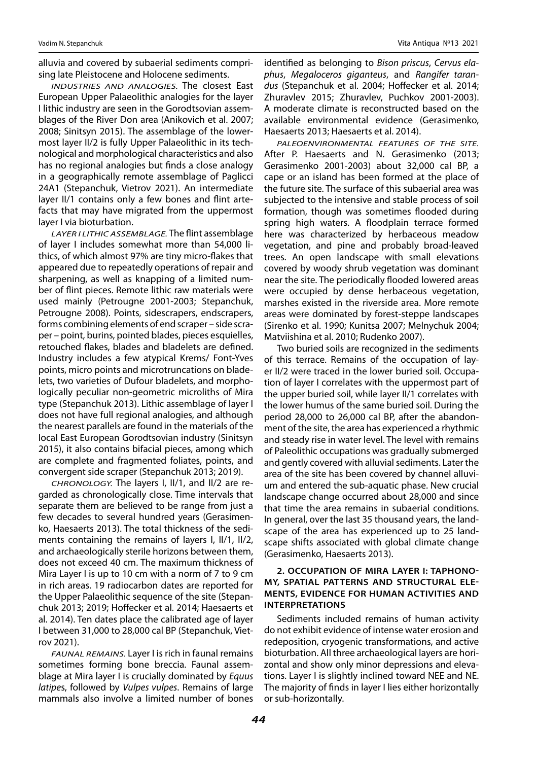alluvia and covered by subaerial sediments comprising late Pleistocene and Holocene sediments.

*INDUSTRIES AND ANALOGIES.* The closest East European Upper Palaeolithic analogies for the layer I lithic industry are seen in the Gorodtsovian assemblages of the River Don area (Anikovich et al. 2007; 2008; Sinitsyn 2015). The assemblage of the lowermost layer II/2 is fully Upper Palaeolithic in its technological and morphological characteristics and also has no regional analogies but finds a close analogy in a geographically remote assemblage of Paglicci 24A1 (Stepanchuk, Vietrov 2021). An intermediate layer II/1 contains only a few bones and flint artefacts that may have migrated from the uppermost layer I via bioturbation.

*LAYER I LITHIC ASSEMBLAGE.* The flint assemblage of layer I includes somewhat more than 54,000 lithics, of which almost 97% are tiny micro-flakes that appeared due to repeatedly operations of repair and sharpening, as well as knapping of a limited number of flint pieces. Remote lithic raw materials were used mainly (Petrougne 2001-2003; Stepanchuk, Petrougne 2008). Points, sidescrapers, endscrapers, forms combining elements of end scraper – side scraper – point, burins, pointed blades, pieces esquielles, retouched flakes, blades and bladelets are defined. Industry includes a few atypical Krems/ Font-Yves points, micro points and microtruncations on bladelets, two varieties of Dufour bladelets, and morphologically peculiar non-geometric microliths of Mira type (Stepanchuk 2013). Lithic assemblage of layer I does not have full regional analogies, and although the nearest parallels are found in the materials of the local East European Gorodtsovian industry (Sinitsyn 2015), it also contains bifacial pieces, among which are complete and fragmented foliates, points, and convergent side scraper (Stepanchuk 2013; 2019).

*CHRONOLOGY.* The layers I, II/1, and II/2 are regarded as chronologically close. Time intervals that separate them are believed to be range from just a few decades to several hundred years (Gerasimenko, Haesaerts 2013). The total thickness of the sediments containing the remains of layers I, II/1, II/2, and archaeologically sterile horizons between them, does not exceed 40 cm. The maximum thickness of Mira Layer I is up to 10 cm with a norm of 7 to 9 cm in rich areas. 19 radiocarbon dates are reported for the Upper Palaeolithic sequence of the site (Stepanchuk 2013; 2019; Hoffecker et al. 2014; Haesaerts et al. 2014). Ten dates place the calibrated age of layer I between 31,000 to 28,000 cal BP (Stepanchuk, Vietrov 2021).

*FAUNAL REMAINS.* Layer I is rich in faunal remains sometimes forming bone breccia. Faunal assemblage at Mira layer I is crucially dominated by *Equus latipes*, followed by *Vulpes vulpes*. Remains of large mammals also involve a limited number of bones identified as belonging to *Bison priscus*, *Cervus elaphus*, *Megaloceros giganteus*, and *Rangifer tarandus* (Stepanchuk et al. 2004; Hoffecker et al. 2014; Zhuravlev 2015; Zhuravlev, Puchkov 2001-2003). A moderate climate is reconstructed based on the available environmental evidence (Gerasimenko, Haesaerts 2013; Haesaerts et al. 2014).

*PALEOENVIRONMENTAL FEATURES OF THE SITE.* After P. Haesaerts and N. Gerasimenko (2013; Gerasimenko 2001-2003) about 32,000 cal BP, a cape or an island has been formed at the place of the future site. The surface of this subaerial area was subjected to the intensive and stable process of soil formation, though was sometimes flooded during spring high waters. A floodplain terrace formed here was characterized by herbaceous meadow vegetation, and pine and probably broad-leaved trees. An open landscape with small elevations covered by woody shrub vegetation was dominant near the site. The periodically flooded lowered areas were occupied by dense herbaceous vegetation, marshes existed in the riverside area. More remote areas were dominated by forest-steppe landscapes (Sirenko et al. 1990; Kunitsa 2007; Melnychuk 2004; Matviishina et al. 2010; Rudenko 2007).

Two buried soils are recognized in the sediments of this terrace. Remains of the occupation of layer II/2 were traced in the lower buried soil. Occupation of layer I correlates with the uppermost part of the upper buried soil, while layer II/1 correlates with the lower humus of the same buried soil. During the period 28,000 to 26,000 cal BP, after the abandonment of the site, the area has experienced a rhythmic and steady rise in water level. The level with remains of Paleolithic occupations was gradually submerged and gently covered with alluvial sediments. Later the area of the site has been covered by channel alluvium and entered the sub-aquatic phase. New crucial landscape change occurred about 28,000 and since that time the area remains in subaerial conditions. In general, over the last 35 thousand years, the landscape of the area has experienced up to 25 landscape shifts associated with global climate change (Gerasimenko, Haesaerts 2013).

## 2. OCCUPATION OF MIRA LAYER I: TAPHONOMY, SPATIAL PATTERNS AND STRUCTURAL ELEMENTS, EVIDENCE FOR HUMAN ACTIVITIES AND INTERPRETATIONS

Sediments included remains of human activity do not exhibit evidence of intense water erosion and redeposition, cryogenic transformations, and active bioturbation. All three archaeological layers are horizontal and show only minor depressions and elevations. Layer I is slightly inclined toward NEE and NE. The majority of finds in layer I lies either horizontally or sub-horizontally.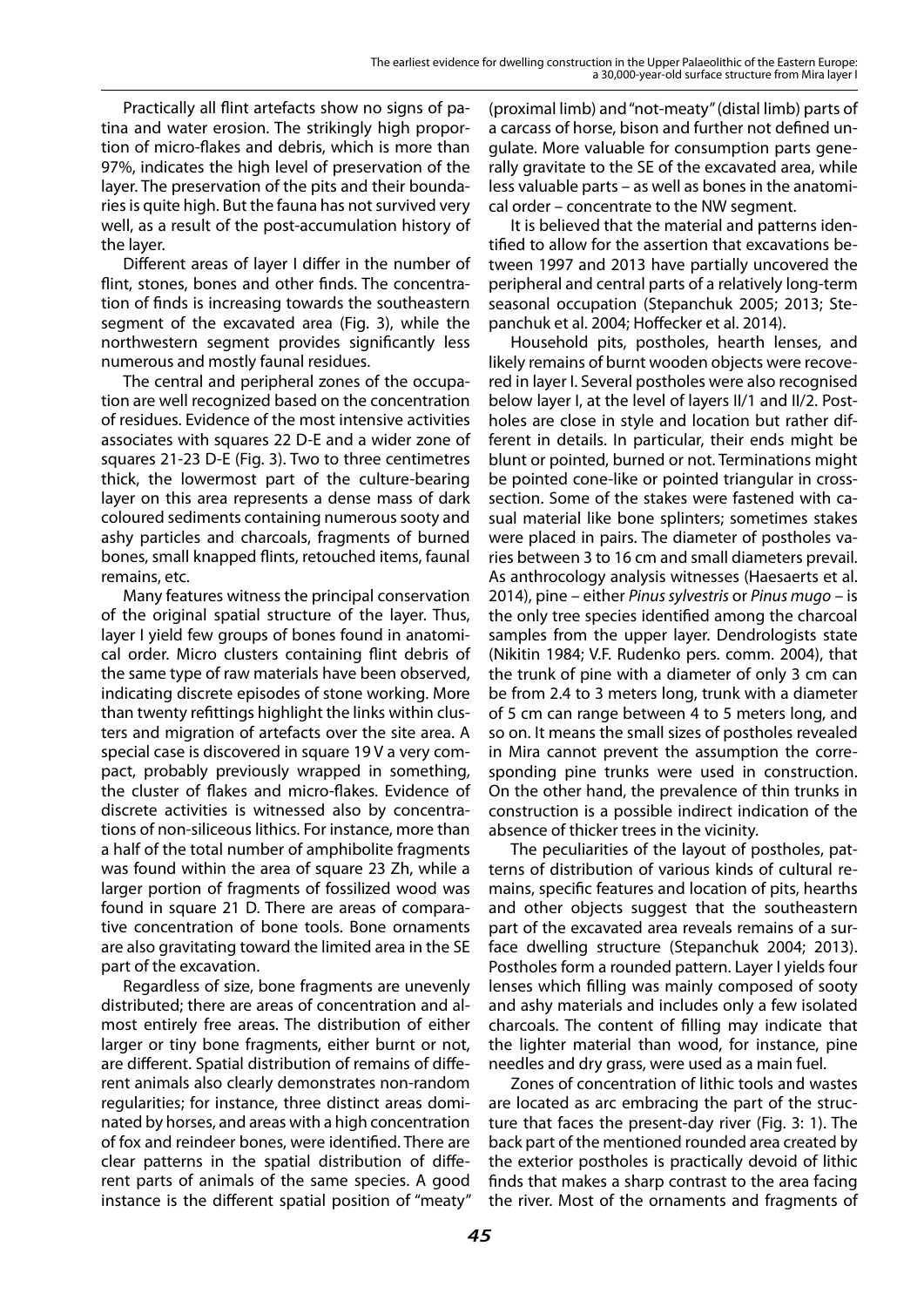Practically all flint artefacts show no signs of patina and water erosion. The strikingly high proportion of micro-flakes and debris, which is more than 97%, indicates the high level of preservation of the layer. The preservation of the pits and their boundaries is quite high. But the fauna has not survived very well, as a result of the post-accumulation history of the layer.

Different areas of layer I differ in the number of flint, stones, bones and other finds. The concentration of finds is increasing towards the southeastern segment of the excavated area (Fig. 3), while the northwestern segment provides significantly less numerous and mostly faunal residues.

The central and peripheral zones of the occupation are well recognized based on the concentration of residues. Evidence of the most intensive activities associates with squares 22 D-E and a wider zone of squares 21-23 D-E (Fig. 3). Two to three centimetres thick, the lowermost part of the culture-bearing layer on this area represents a dense mass of dark coloured sediments containing numerous sooty and ashy particles and charcoals, fragments of burned bones, small knapped flints, retouched items, faunal remains, etc.

Many features witness the principal conservation of the original spatial structure of the layer. Thus, layer I yield few groups of bones found in anatomical order. Micro clusters containing flint debris of the same type of raw materials have been observed, indicating discrete episodes of stone working. More than twenty refittings highlight the links within clusters and migration of artefacts over the site area. A special case is discovered in square 19 V a very compact, probably previously wrapped in something, the cluster of flakes and micro-flakes. Evidence of discrete activities is witnessed also by concentrations of non-siliceous lithics. For instance, more than a half of the total number of amphibolite fragments was found within the area of square 23 Zh, while a larger portion of fragments of fossilized wood was found in square 21 D. There are areas of comparative concentration of bone tools. Bone ornaments are also gravitating toward the limited area in the SE part of the excavation.

Regardless of size, bone fragments are unevenly distributed; there are areas of concentration and almost entirely free areas. The distribution of either larger or tiny bone fragments, either burnt or not, are different. Spatial distribution of remains of different animals also clearly demonstrates non-random regularities; for instance, three distinct areas dominated by horses, and areas with a high concentration of fox and reindeer bones, were identified. There are clear patterns in the spatial distribution of different parts of animals of the same species. A good instance is the different spatial position of "meaty" (proximal limb) and "not-meaty" (distal limb) parts of a carcass of horse, bison and further not defined ungulate. More valuable for consumption parts generally gravitate to the SE of the excavated area, while less valuable parts – as well as bones in the anatomical order – concentrate to the NW segment.

It is believed that the material and patterns identified to allow for the assertion that excavations between 1997 and 2013 have partially uncovered the peripheral and central parts of a relatively long-term seasonal occupation (Stepanchuk 2005; 2013; Stepanchuk et al. 2004; Hoffecker et al. 2014).

Household pits, postholes, hearth lenses, and likely remains of burnt wooden objects were recovered in layer I. Several postholes were also recognised below layer I, at the level of layers II/1 and II/2. Postholes are close in style and location but rather different in details. In particular, their ends might be blunt or pointed, burned or not. Terminations might be pointed cone-like or pointed triangular in cross-section. Some of the stakes were fastened with casual material like bone splinters; sometimes stakes were placed in pairs. The diameter of postholes varies between 3 to 16 cm and small diameters prevail. As anthrocology analysis witnesses (Haesaerts et al. 2014), pine – either *Pinus sylvestris* or *Pinus mugo* – is the only tree species identified among the charcoal samples from the upper layer. Dendrologists state (Nikitin 1984; V.F. Rudenko pers. comm. 2004), that the trunk of pine with a diameter of only 3 cm can be from 2.4 to 3 meters long, trunk with a diameter of 5 cm can range between 4 to 5 meters long, and so on. It means the small sizes of postholes revealed in Mira cannot prevent the assumption the corresponding pine trunks were used in construction. On the other hand, the prevalence of thin trunks in construction is a possible indirect indication of the absence of thicker trees in the vicinity.

The peculiarities of the layout of postholes, patterns of distribution of various kinds of cultural remains, specific features and location of pits, hearths and other objects suggest that the southeastern part of the excavated area reveals remains of a surface dwelling structure (Stepanchuk 2004; 2013). Postholes form a rounded pattern. Layer I yields four lenses which filling was mainly composed of sooty and ashy materials and includes only a few isolated charcoals. The content of filling may indicate that the lighter material than wood, for instance, pine needles and dry grass, were used as a main fuel.

Zones of concentration of lithic tools and wastes are located as arc embracing the part of the structure that faces the present-day river (Fig. 3: 1). The back part of the mentioned rounded area created by the exterior postholes is practically devoid of lithic finds that makes a sharp contrast to the area facing the river. Most of the ornaments and fragments of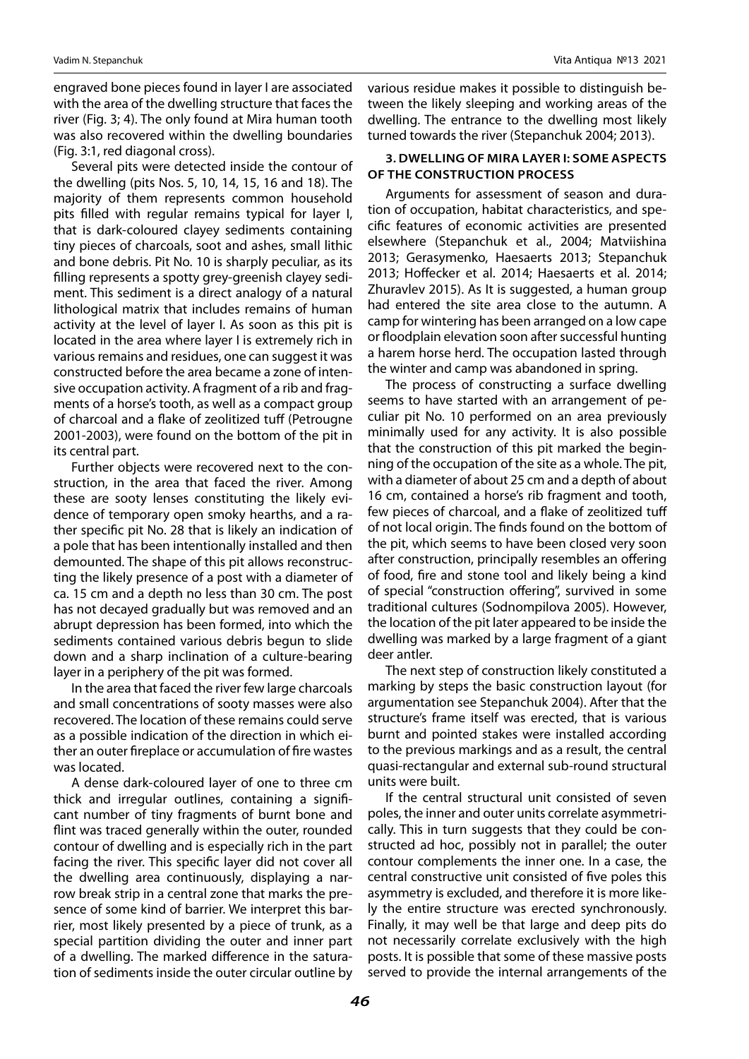engraved bone pieces found in layer I are associated with the area of the dwelling structure that faces the river (Fig. 3; 4). The only found at Mira human tooth was also recovered within the dwelling boundaries (Fig. 3:1, red diagonal cross).

Several pits were detected inside the contour of the dwelling (pits Nos. 5, 10, 14, 15, 16 and 18). The majority of them represents common household pits filled with regular remains typical for layer I, that is dark-coloured clayey sediments containing tiny pieces of charcoals, soot and ashes, small lithic and bone debris. Pit No. 10 is sharply peculiar, as its filling represents a spotty grey-greenish clayey sediment. This sediment is a direct analogy of a natural lithological matrix that includes remains of human activity at the level of layer I. As soon as this pit is located in the area where layer I is extremely rich in various remains and residues, one can suggest it was constructed before the area became a zone of intensive occupation activity. A fragment of a rib and fragments of a horse's tooth, as well as a compact group of charcoal and a flake of zeolitized tuff (Petrougne 2001-2003), were found on the bottom of the pit in its central part.

Further objects were recovered next to the construction, in the area that faced the river. Among these are sooty lenses constituting the likely evidence of temporary open smoky hearths, and a rather specific pit No. 28 that is likely an indication of a pole that has been intentionally installed and then demounted. The shape of this pit allows reconstructing the likely presence of a post with a diameter of ca. 15 cm and a depth no less than 30 cm. The post has not decayed gradually but was removed and an abrupt depression has been formed, into which the sediments contained various debris begun to slide down and a sharp inclination of a culture-bearing layer in a periphery of the pit was formed.

In the area that faced the river few large charcoals and small concentrations of sooty masses were also recovered. The location of these remains could serve as a possible indication of the direction in which either an outer fireplace or accumulation of fire wastes was located.

A dense dark-coloured layer of one to three cm thick and irregular outlines, containing a significant number of tiny fragments of burnt bone and flint was traced generally within the outer, rounded contour of dwelling and is especially rich in the part facing the river. This specific layer did not cover all the dwelling area continuously, displaying a narrow break strip in a central zone that marks the presence of some kind of barrier. We interpret this barrier, most likely presented by a piece of trunk, as a special partition dividing the outer and inner part of a dwelling. The marked difference in the saturation of sediments inside the outer circular outline by various residue makes it possible to distinguish between the likely sleeping and working areas of the dwelling. The entrance to the dwelling most likely turned towards the river (Stepanchuk 2004; 2013).

## 3. DWELLING OF MIRA LAYER I: SOME ASPECTS OF THE CONSTRUCTION PROCESS

Arguments for assessment of season and duration of occupation, habitat characteristics, and specific features of economic activities are presented elsewhere (Stepanchuk et al., 2004; Matviishina 2013; Gerasymenko, Haesaerts 2013; Stepanchuk 2013; Hoffecker et al. 2014; Haesaerts et al. 2014; Zhuravlev 2015). As It is suggested, a human group had entered the site area close to the autumn. A camp for wintering has been arranged on a low cape or floodplain elevation soon after successful hunting a harem horse herd. The occupation lasted through the winter and camp was abandoned in spring.

The process of constructing a surface dwelling seems to have started with an arrangement of peculiar pit No. 10 performed on an area previously minimally used for any activity. It is also possible that the construction of this pit marked the beginning of the occupation of the site as a whole. The pit, with a diameter of about 25 cm and a depth of about 16 cm, contained a horse's rib fragment and tooth, few pieces of charcoal, and a flake of zeolitized tuff of not local origin. The finds found on the bottom of the pit, which seems to have been closed very soon after construction, principally resembles an offering of food, fire and stone tool and likely being a kind of special "construction offering", survived in some traditional cultures (Sodnompilova 2005). However, the location of the pit later appeared to be inside the dwelling was marked by a large fragment of a giant deer antler.

The next step of construction likely constituted a marking by steps the basic construction layout (for argumentation see Stepanchuk 2004). After that the structure's frame itself was erected, that is various burnt and pointed stakes were installed according to the previous markings and as a result, the central quasi-rectangular and external sub-round structural units were built.

If the central structural unit consisted of seven poles, the inner and outer units correlate asymmetrically. This in turn suggests that they could be constructed ad hoc, possibly not in parallel; the outer contour complements the inner one. In a case, the central constructive unit consisted of five poles this asymmetry is excluded, and therefore it is more likely the entire structure was erected synchronously. Finally, it may well be that large and deep pits do not necessarily correlate exclusively with the high posts. It is possible that some of these massive posts served to provide the internal arrangements of the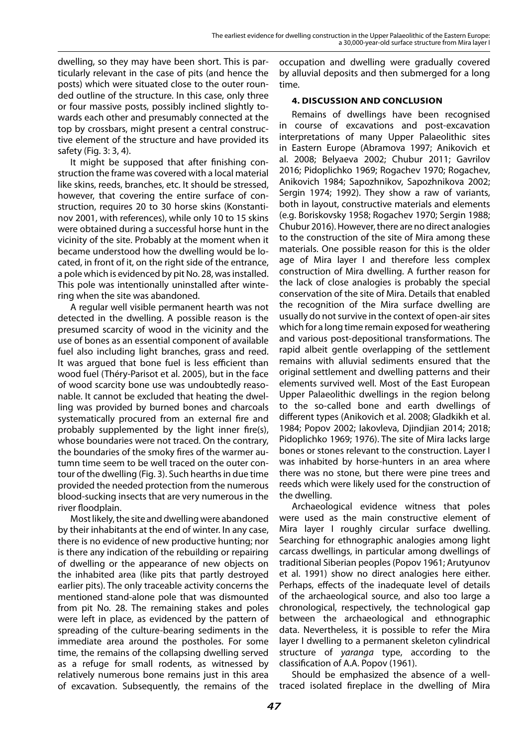dwelling, so they may have been short. This is particularly relevant in the case of pits (and hence the posts) which were situated close to the outer rounded outline of the structure. In this case, only three or four massive posts, possibly inclined slightly towards each other and presumably connected at the top by crossbars, might present a central constructive element of the structure and have provided its safety (Fig. 3: 3, 4).

It might be supposed that after finishing construction the frame was covered with a local material like skins, reeds, branches, etc. It should be stressed, however, that covering the entire surface of construction, requires 20 to 30 horse skins (Konstantinov 2001, with references), while only 10 to 15 skins were obtained during a successful horse hunt in the vicinity of the site. Probably at the moment when it became understood how the dwelling would be located, in front of it, on the right side of the entrance, a pole which is evidenced by pit No. 28, was installed. This pole was intentionally uninstalled after wintering when the site was abandoned.

A regular well visible permanent hearth was not detected in the dwelling. A possible reason is the presumed scarcity of wood in the vicinity and the use of bones as an essential component of available fuel also including light branches, grass and reed. It was argued that bone fuel is less efficient than wood fuel (Théry-Parisot et al. 2005), but in the face of wood scarcity bone use was undoubtedly reasonable. It cannot be excluded that heating the dwelling was provided by burned bones and charcoals systematically procured from an external fire and probably supplemented by the light inner fire(s), whose boundaries were not traced. On the contrary, the boundaries of the smoky fires of the warmer autumn time seem to be well traced on the outer contour of the dwelling (Fig. 3). Such hearths in due time provided the needed protection from the numerous blood-sucking insects that are very numerous in the river floodplain.

Most likely, the site and dwelling were abandoned by their inhabitants at the end of winter. In any case, there is no evidence of new productive hunting; nor is there any indication of the rebuilding or repairing of dwelling or the appearance of new objects on the inhabited area (like pits that partly destroyed earlier pits). The only traceable activity concerns the mentioned stand-alone pole that was dismounted from pit No. 28. The remaining stakes and poles were left in place, as evidenced by the pattern of spreading of the culture-bearing sediments in the immediate area around the postholes. For some time, the remains of the collapsing dwelling served as a refuge for small rodents, as witnessed by relatively numerous bone remains just in this area of excavation. Subsequently, the remains of the occupation and dwelling were gradually covered by alluvial deposits and then submerged for a long time.

## 4. DISCUSSION AND CONCLUSION

Remains of dwellings have been recognised in course of excavations and post-excavation interpretations of many Upper Palaeolithic sites in Eastern Europe (Abramova 1997; Anikovich et al. 2008; Belyaeva 2002; Chubur 2011; Gavrilov 2016; Pidoplichko 1969; Rogachev 1970; Rogachev, Anikovich 1984; Sapozhnikov, Sapozhnikova 2002; Sergin 1974; 1992). They show a raw of variants, both in layout, constructive materials and elements (e.g. Boriskovsky 1958; Rogachev 1970; Sergin 1988; Chubur 2016). However, there are no direct analogies to the construction of the site of Mira among these materials. One possible reason for this is the older age of Mira layer I and therefore less complex construction of Mira dwelling. A further reason for the lack of close analogies is probably the special conservation of the site of Mira. Details that enabled the recognition of the Mira surface dwelling are usually do not survive in the context of open-air sites which for a long time remain exposed for weathering and various post-depositional transformations. The rapid albeit gentle overlapping of the settlement remains with alluvial sediments ensured that the original settlement and dwelling patterns and their elements survived well. Most of the East European Upper Palaeolithic dwellings in the region belong to the so-called bone and earth dwellings of different types (Anikovich et al. 2008; Gladkikh et al. 1984; Popov 2002; Iakovleva, Djindjian 2014; 2018; Pidoplichko 1969; 1976). The site of Mira lacks large bones or stones relevant to the construction. Layer I was inhabited by horse-hunters in an area where there was no stone, but there were pine trees and reeds which were likely used for the construction of the dwelling.

Archaeological evidence witness that poles were used as the main constructive element of Mira layer I roughly circular surface dwelling. Searching for ethnographic analogies among light carcass dwellings, in particular among dwellings of traditional Siberian peoples (Popov 1961; Arutyunov et al. 1991) show no direct analogies here either. Perhaps, effects of the inadequate level of details of the archaeological source, and also too large a chronological, respectively, the technological gap between the archaeological and ethnographic data. Nevertheless, it is possible to refer the Mira layer I dwelling to a permanent skeleton cylindrical structure of *yaranga* type, according to the classification of A.A. Popov (1961).

Should be emphasized the absence of a well-traced isolated fireplace in the dwelling of Mira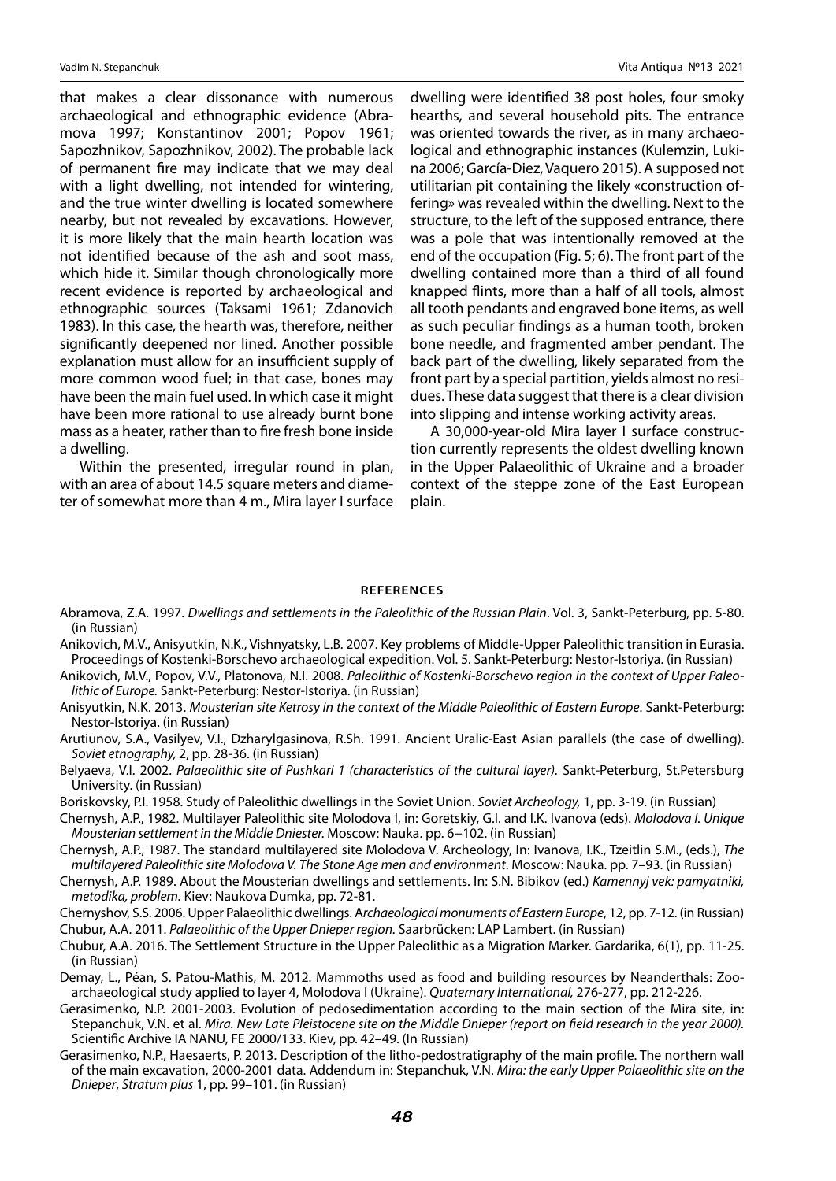that makes a clear dissonance with numerous archaeological and ethnographic evidence (Abramova 1997; Konstantinov 2001; Popov 1961; Sapozhnikov, Sapozhnikov, 2002). The probable lack of permanent fire may indicate that we may deal with a light dwelling, not intended for wintering, and the true winter dwelling is located somewhere nearby, but not revealed by excavations. However, it is more likely that the main hearth location was not identified because of the ash and soot mass, which hide it. Similar though chronologically more recent evidence is reported by archaeological and ethnographic sources (Taksami 1961; Zdanovich 1983). In this case, the hearth was, therefore, neither significantly deepened nor lined. Another possible explanation must allow for an insufficient supply of more common wood fuel; in that case, bones may have been the main fuel used. In which case it might have been more rational to use already burnt bone mass as a heater, rather than to fire fresh bone inside a dwelling.

Within the presented, irregular round in plan, with an area of about 14.5 square meters and diameter of somewhat more than 4 m., Mira layer I surface dwelling were identified 38 post holes, four smoky hearths, and several household pits. The entrance was oriented towards the river, as in many archaeological and ethnographic instances (Kulemzin, Lukina 2006; García-Diez, Vaquero 2015). A supposed not utilitarian pit containing the likely «construction offering» was revealed within the dwelling. Next to the structure, to the left of the supposed entrance, there was a pole that was intentionally removed at the end of the occupation (Fig. 5; 6). The front part of the dwelling contained more than a third of all found knapped flints, more than a half of all tools, almost all tooth pendants and engraved bone items, as well as such peculiar findings as a human tooth, broken bone needle, and fragmented amber pendant. The back part of the dwelling, likely separated from the front part by a special partition, yields almost no residues. These data suggest that there is a clear division into slipping and intense working activity areas.

A 30,000-year-old Mira layer I surface construction currently represents the oldest dwelling known in the Upper Palaeolithic of Ukraine and a broader context of the steppe zone of the East European plain.

## REFERENCES

Abramova, Z.A. 1997. *Dwellings and settlements in the Paleolithic of the Russian Plain*. Vol. 3, Sankt-Peterburg, pp. 5-80. (in Russian)

Anikovich, M.V., Anisyutkin, N.K., Vishnyatsky, L.B. 2007. Key problems of Middle-Upper Paleolithic transition in Eurasia. Proceedings of Kostenki-Borschevo archaeological expedition. Vol. 5. Sankt-Peterburg: Nestor-Istoriya. (in Russian)

Anikovich, M.V., Popov, V.V., Platonova, N.I. 2008. *Paleolithic of Kostenki-Borschevo region in the context of Upper Paleolithic of Europe.* Sankt-Peterburg: Nestor-Istoriya. (in Russian)

Anisyutkin, N.K. 2013. *Mousterian site Ketrosy in the context of the Middle Paleolithic of Eastern Europe*. Sankt-Peterburg: Nestor-Istoriya. (in Russian)

Arutiunov, S.A., Vasilyev, V.I., Dzharylgasinova, R.Sh. 1991. Ancient Uralic-East Asian parallels (the case of dwelling). *Soviet etnography,* 2, pp. 28-36. (in Russian)

Belyaeva, V.I. 2002. *Palaeolithic site of Pushkari 1 (characteristics of the cultural layer).* Sankt-Peterburg, St.Petersburg University. (in Russian)

Boriskovsky, P.I. 1958. Study of Paleolithic dwellings in the Soviet Union. *Soviet Archeology,* 1, pp. 3-19. (in Russian)

Chernysh, A.P., 1982. Multilayer Paleolithic site Molodova I, in: Goretskiy, G.I. and I.K. Ivanova (eds). *Molodova I. Unique Mousterian settlement in the Middle Dniester.* Moscow: Nauka. pp. 6–102. (in Russian)

Chernysh, A.P., 1987. The standard multilayered site Molodova V. Archeology, In: Ivanova, I.K., Tzeitlin S.M., (eds.), *The multilayered Paleolithic site Molodova V. The Stone Age men and environment*. Moscow: Nauka. pp. 7–93. (in Russian)

Chernysh, A.P. 1989. About the Mousterian dwellings and settlements. In: S.N. Bibikov (ed.) *Kamennyj vek: pamyatniki, metodika, problem.* Kiev: Naukova Dumka, pp. 72-81.

Chernyshov, S.S. 2006. Upper Palaeolithic dwellings. A*rchaeological monuments of Eastern Europe*, 12, pp. 7-12. (in Russian)

Chubur, A.A. 2011. *Palaeolithic of the Upper Dnieper region*. Saarbrücken: LAP Lambert. (in Russian)

Chubur, A.A. 2016. The Settlement Structure in the Upper Paleolithic as a Migration Marker. Gardarika, 6(1), pp. 11-25. (in Russian)

Demay, L., Péan, S. Patou-Mathis, M. 2012. Mammoths used as food and building resources by Neanderthals: Zooarchaeological study applied to layer 4, Molodova I (Ukraine). *Quaternary International,* 276-277, pp. 212-226.

Gerasimenko, N.P. 2001-2003. Evolution of pedosedimentation according to the main section of the Mira site, in: Stepanchuk, V.N. et al. *Mira. New Late Pleistocene site on the Middle Dnieper (report on field research in the year 2000).* Scientific Archive IA NANU, FE 2000/133. Kiev, pp. 42–49. (In Russian)

Gerasimenko, N.P., Haesaerts, P. 2013. Description of the litho-pedostratigraphy of the main profile. The northern wall of the main excavation, 2000-2001 data. Addendum in: Stepanchuk, V.N. *Mira: the early Upper Palaeolithic site on the Dnieper*, *Stratum plus* 1, pp. 99–101. (in Russian)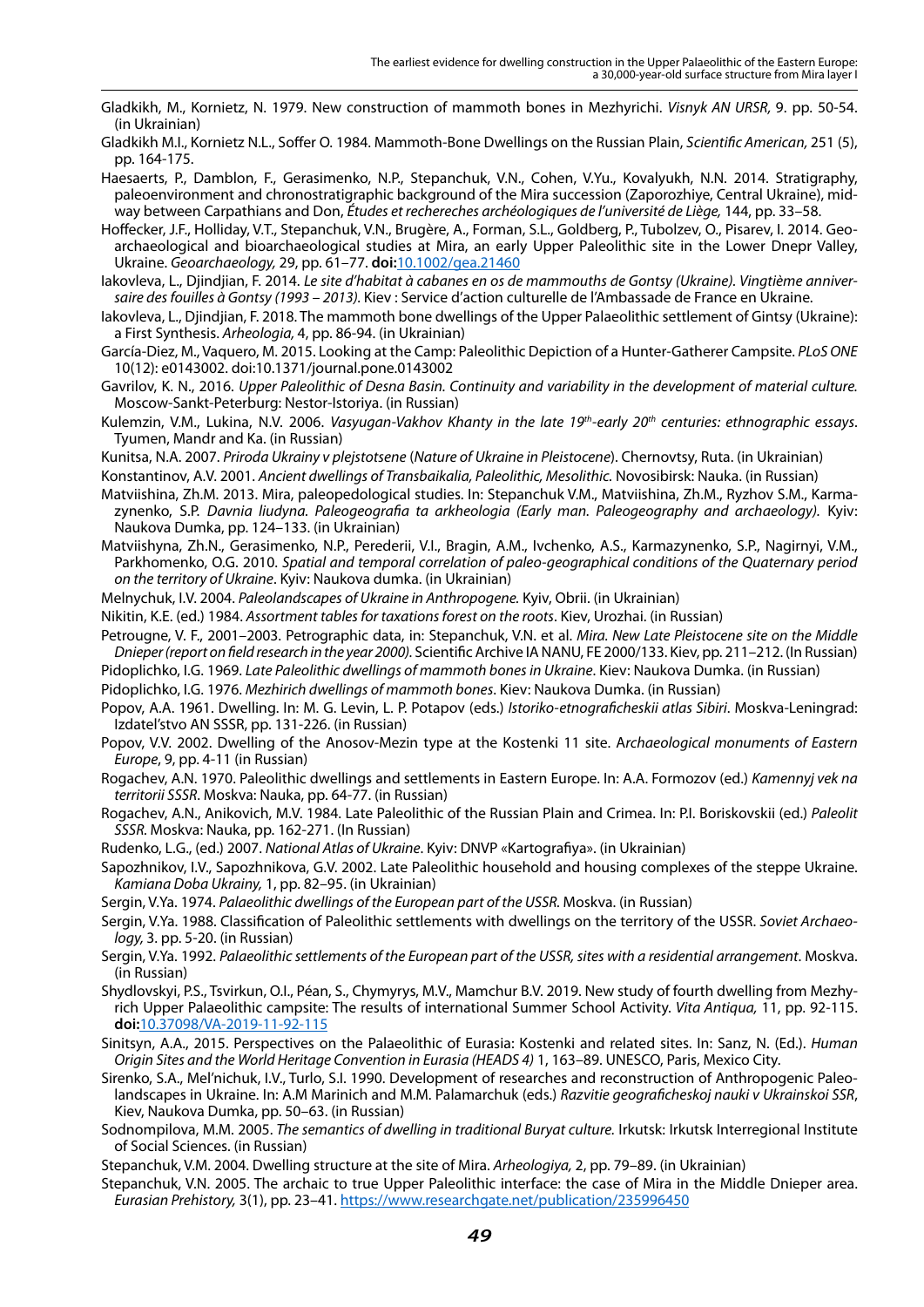Gladkikh, M., Kornietz, N. 1979. New construction of mammoth bones in Mezhyrichi. *Visnyk AN URSR,* 9. pp. 50-54. (in Ukrainian)

Gladkikh M.I., Kornietz N.L., Soffer O. 1984. Mammoth-Bone Dwellings on the Russian Plain, *Scientific American,* 251 (5), pp. 164-175.

Haesaerts, P., Damblon, F., Gerasimenko, N.P., Stepanchuk, V.N., Cohen, V.Yu., Kovalyukh, N.N. 2014. Stratigraphy, paleoenvironment and chronostratigraphic background of the Mira succession (Zaporozhiye, Central Ukraine), midway between Carpathians and Don, *Études et rechereches archéologiques de l'université de Liège,* 144, pp. 33–58.

Hoffecker, J.F., Holliday, V.T., Stepanchuk, V.N., Brugère, A., Forman, S.L., Goldberg, P., Tubolzev, O., Pisarev, I. 2014. Geoarchaeological and bioarchaeological studies at Mira, an early Upper Paleolithic site in the Lower Dnepr Valley, Ukraine. *Geoarchaeology,* 29, pp. 61–77. **doi:**10.1002/gea.21460

Iakovleva, L., Djindjian, F. 2014. *Le site d'habitat à cabanes en os de mammouths de Gontsy (Ukraine). Vingtième anniversaire des fouilles à Gontsy (1993 – 2013).* Kiev : Service d'action culturelle de l'Ambassade de France en Ukraine.

Iakovleva, L., Djindjian, F. 2018. The mammoth bone dwellings of the Upper Palaeolithic settlement of Gintsy (Ukraine): a First Synthesis. *Arheologia,* 4, pp. 86-94. (in Ukrainian)

García-Diez, M., Vaquero, M. 2015. Looking at the Camp: Paleolithic Depiction of a Hunter-Gatherer Campsite. *PLoS ONE* 10(12): e0143002. doi:10.1371/journal.pone.0143002

Gavrilov, K. N., 2016. *Upper Paleolithic of Desna Basin. Continuity and variability in the development of material culture.* Moscow-Sankt-Peterburg: Nestor-Istoriya. (in Russian)

Kulemzin, V.M., Lukina, N.V. 2006. *Vasyugan-Vakhov Khanty in the late 19th-early 20th centuries: ethnographic essays*. Tyumen, Mandr and Ka. (in Russian)

Kunitsa, N.A. 2007. *Priroda Ukrainy v plejstotsene* (*Nature of Ukraine in Pleistocene*). Chernovtsy, Ruta. (in Ukrainian)

Konstantinov, A.V. 2001. *Ancient dwellings of Transbaikalia, Paleolithic, Mesolithic.* Novosibirsk: Nauka. (in Russian)

Matviishina, Zh.M. 2013. Mira, paleopedological studies. In: Stepanchuk V.M., Matviishina, Zh.M., Ryzhov S.M., Karmazynenko, S.P. *Davnia liudyna. Paleogeografia ta arkheologia (Early man. Paleogeography and archaeology)*. Kyiv: Naukova Dumka, pp. 124–133. (in Ukrainian)

Matviishyna, Zh.N., Gerasimenko, N.P., Perederii, V.I., Bragin, A.M., Ivchenko, A.S., Karmazynenko, S.P., Nagirnyi, V.M., Parkhomenko, O.G. 2010. *Spatial and temporal correlation of paleo-geographical conditions of the Quaternary period on the territory of Ukraine*. Kyiv: Naukova dumka. (in Ukrainian)

Melnychuk, I.V. 2004. *Paleolandscapes of Ukraine in Anthropogene.* Kyiv, Obrii. (in Ukrainian)

Nikitin, K.E. (ed.) 1984. *Assortment tables for taxations forest on the roots*. Kiev, Urozhai. (in Russian)

Petrougne, V. F., 2001–2003. Petrographic data, in: Stepanchuk, V.N. et al. *Mira. New Late Pleistocene site on the Middle Dnieper (report on field research in the year 2000).* Scientific Archive IA NANU, FE 2000/133. Kiev, pp. 211–212. (In Russian)

Pidoplichko, I.G. 1969. *Late Paleolithic dwellings of mammoth bones in Ukraine*. Kiev: Naukova Dumka. (in Russian)

Pidoplichko, I.G. 1976. *Mezhirich dwellings of mammoth bones*. Kiev: Naukova Dumka. (in Russian)

Popov, A.A. 1961. Dwelling. In: M. G. Levin, L. P. Potapov (eds.) *Istoriko-etnograficheskii atlas Sibiri*. Moskva-Leningrad: Izdatel'stvo AN SSSR, pp. 131-226. (in Russian)

Popov, V.V. 2002. Dwelling of the Anosov-Mezin type at the Kostenki 11 site. A*rchaeological monuments of Eastern Europe*, 9, pp. 4-11 (in Russian)

Rogachev, A.N. 1970. Paleolithic dwellings and settlements in Eastern Europe. In: A.A. Formozov (ed.) *Kamennyj vek na territorii SSSR*. Moskva: Nauka, pp. 64-77. (in Russian)

Rogachev, A.N., Anikovich, M.V. 1984. Late Paleolithic of the Russian Plain and Crimea. In: P.I. Boriskovskii (ed.) *Paleolit SSSR.* Moskva: Nauka, pp. 162-271. (In Russian)

Rudenko, L.G., (ed.) 2007. *National Atlas of Ukraine*. Kyiv: DNVP «Kartografiya». (in Ukrainian)

Sapozhnikov, I.V., Sapozhnikova, G.V. 2002. Late Paleolithic household and housing complexes of the steppe Ukraine. *Kamiana Doba Ukrainy,* 1, pp. 82–95. (in Ukrainian)

Sergin, V.Ya. 1974. *Palaeolithic dwellings of the European part of the USSR.* Moskva. (in Russian)

Sergin, V.Ya. 1988. Classification of Paleolithic settlements with dwellings on the territory of the USSR. *Soviet Archaeology,* 3. pp. 5-20. (in Russian)

Sergin, V.Ya. 1992. *Palaeolithic settlements of the European part of the USSR, sites with a residential arrangement*. Moskva. (in Russian)

Shydlovskyi, P.S., Tsvirkun, O.I., Péan, S., Chymyrys, M.V., Mamchur B.V. 2019. New study of fourth dwelling from Mezhyrich Upper Palaeolithic campsite: The results of international Summer School Activity. *Vita Antiqua,* 11, pp. 92-115. **doi:**10.37098/VA-2019-11-92-115

Sinitsyn, A.A., 2015. Perspectives on the Palaeolithic of Eurasia: Kostenki and related sites. In: Sanz, N. (Ed.) *Human Origin Sites and the World Heritage Convention in Eurasia (HEADS 4)* 1, 163–89. UNESCO, Paris, Mexico City.

Sirenko, S.A., Mel'nichuk, I.V., Turlo, S.I. 1990. Development of researches and reconstruction of Anthropogenic Paleolandscapes in Ukraine. In: A.M Marinich and M.M. Palamarchuk (eds.) *Razvitie geograficheskoj nauki v Ukrainskoi SSR*, Kiev, Naukova Dumka, pp. 50–63. (in Russian)

Sodnompilova, M.M. 2005. *The semantics of dwelling in traditional Buryat culture.* Irkutsk: Irkutsk Interregional Institute of Social Sciences. (in Russian)

Stepanchuk, V.M. 2004. Dwelling structure at the site of Mira. *Arheologiya,* 2, pp. 79–89. (in Ukrainian)

Stepanchuk, V.N. 2005. The archaic to true Upper Paleolithic interface: the case of Mira in the Middle Dnieper area. *Eurasian Prehistory,* 3(1), pp. 23–41. https://www.researchgate.net/publication/235996450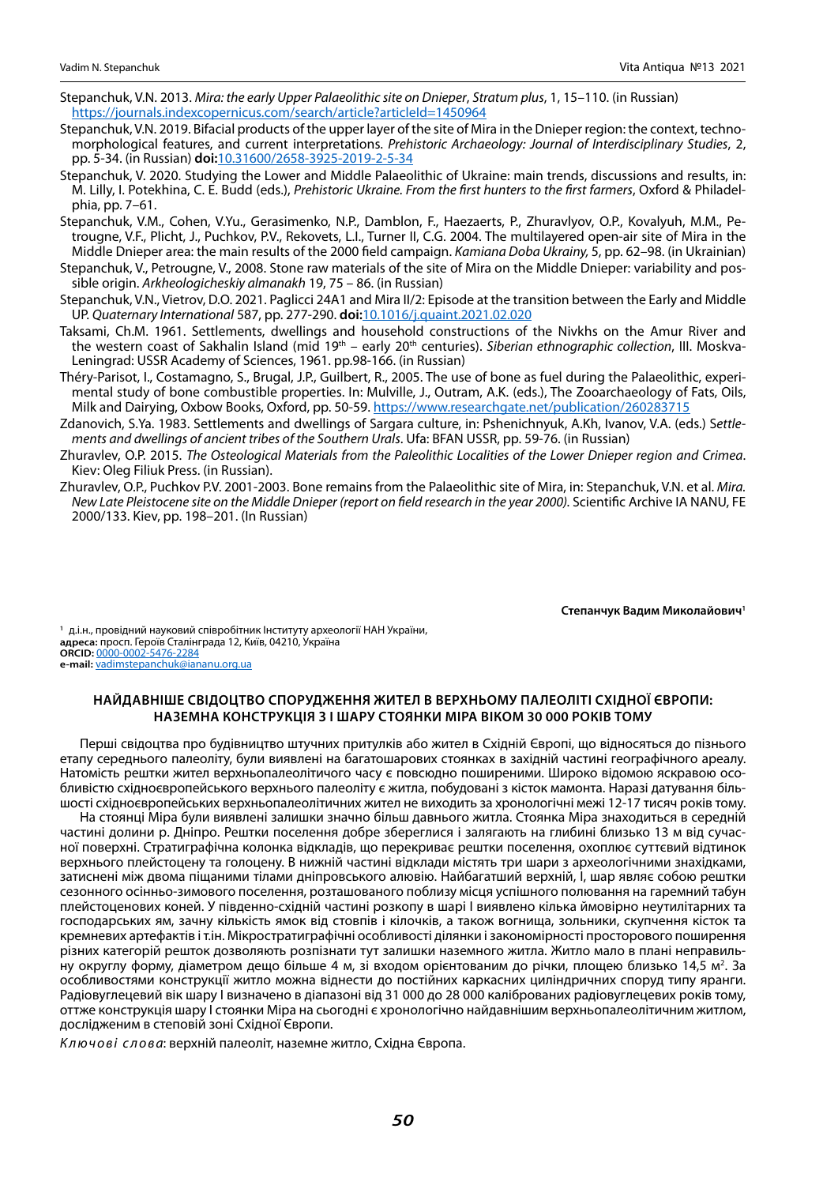Stepanchuk, V.N. 2013. *Mira: the early Upper Palaeolithic site on Dnieper*, *Stratum plus*, 1, 15–110. (in Russian) https://journals.indexcopernicus.com/search/article?articleId=1450964

Stepanchuk, V.N. 2019. Bifacial products of the upper layer of the site of Mira in the Dnieper region: the context, techno-morphological features, and current interpretations. *Prehistoric Archaeology: Journal of Interdisciplinary Studies*, 2, pp. 5-34. (in Russian) **doi:**10.31600/2658-3925-2019-2-5-34

Stepanchuk, V. 2020. Studying the Lower and Middle Palaeolithic of Ukraine: main trends, discussions and results, in: M. Lilly, I. Potekhina, C. E. Budd (eds.), *Prehistoric Ukraine. From the first hunters to the first farmers*, Oxford & Philadelphia, pp. 7–61.

Stepanchuk, V.M., Cohen, V.Yu., Gerasimenko, N.P., Damblon, F., Haezaerts, P., Zhuravlyov, O.P., Kovalyuh, M.M., Petrougne, V.F., Plicht, J., Puchkov, P.V., Rekovets, L.I., Turner II, C.G. 2004. The multilayered open-air site of Mira in the Middle Dnieper area: the main results of the 2000 field campaign. *Kamiana Doba Ukrainy,* 5, pp. 62–98. (in Ukrainian)

Stepanchuk, V., Petrougne, V., 2008. Stone raw materials of the site of Mira on the Middle Dnieper: variability and possible origin. *Arkheologicheskiy almanakh* 19, 75 – 86. (in Russian)

Stepanchuk, V.N., Vietrov, D.O. 2021. Paglicci 24A1 and Mira II/2: Episode at the transition between the Early and Middle UP. *Quaternary International* 587, pp. 277-290. **doi:**10.1016/j.quaint.2021.02.020

Taksami, Ch.M. 1961. Settlements, dwellings and household constructions of the Nivkhs on the Amur River and the western coast of Sakhalin Island (mid 19th – early 20th centuries). *Siberian ethnographic collection*, III. Moskva-Leningrad: USSR Academy of Sciences, 1961. pp.98-166. (in Russian)

Théry-Parisot, I., Costamagno, S., Brugal, J.P., Guilbert, R., 2005. The use of bone as fuel during the Palaeolithic, experimental study of bone combustible properties. In: Mulville, J., Outram, A.K. (eds.), The Zooarchaeology of Fats, Oils, Milk and Dairying, Oxbow Books, Oxford, pp. 50-59. https://www.researchgate.net/publication/260283715

Zdanovich, S.Ya. 1983. Settlements and dwellings of Sargara culture, in: Pshenichnyuk, A.Kh, Ivanov, V.A. (eds.) *Settlements and dwellings of ancient tribes of the Southern Urals*. Ufa: BFAN USSR, pp. 59-76. (in Russian)

Zhuravlev, O.P. 2015. *The Osteological Materials from the Paleolithic Localities of the Lower Dnieper region and Crimea*. Kiev: Oleg Filiuk Press. (in Russian).

Zhuravlev, O.P., Puchkov P.V. 2001-2003. Bone remains from the Palaeolithic site of Mira, in: Stepanchuk, V.N. et al. *Mira. New Late Pleistocene site on the Middle Dnieper (report on field research in the year 2000).* Scientific Archive IA NANU, FE 2000/133. Kiev, pp. 198–201. (In Russian)

**Степанчук Вадим Миколайович**[1]

[1] д.і.н., провідний науковий співробітник Інституту археології НАН України,
**адреса:** просп. Героїв Сталінграда 12, Київ, 04210, Україна
**ORCID:** 0000-0002-5476-2284
**e-mail:** vadimstepanchuk@iananu.org.ua

## НАЙДАВНІШЕ СВІДОЦТВО СПОРУДЖЕННЯ ЖИТЕЛ В ВЕРХНЬОМУ ПАЛЕОЛІТІ СХІДНОЇ ЄВРОПИ: НАЗЕМНА КОНСТРУКЦІЯ З I ШАРУ СТОЯНКИ МІРА ВІКОМ 30 000 РОКІВ ТОМУ

Перші свідоцтва про будівництво штучних притулків або жител в Східній Європі, що відносяться до пізнього етапу середнього палеоліту, були виявлені на багатошарових стоянках в західній частині географічного ареалу. Натомість рештки жител верхньопалеолітичого часу є повсюдно поширеними. Широко відомою яскравою особливістю східноєвропейського верхнього палеоліту є житла, побудовані з кісток мамонта. Наразі датування більшості східноєвропейських верхньопалеолітичних жител не виходить за хронологічні межі 12-17 тисяч років тому.

На стоянці Міра були виявлені залишки значно більш давнього житла. Стоянка Міра знаходиться в середній частині долини р. Дніпро. Рештки поселення добре збереглися і залягають на глибині близько 13 м від сучасної поверхні. Стратиграфічна колонка відкладів, що перекриває рештки поселення, охоплює суттєвий відтинок верхнього плейстоцену та голоцену. В нижній частині відклади містять три шари з археологічними знахідками, затиснені між двома піщаними тілами дніпровського алювію. Найбагатший верхній, I, шар являє собою рештки сезонного осінньо-зимового поселення, розташованого поблизу місця успішного полювання на гаремний табун плейстоценових коней. У південно-східній частині розкопу в шарі I виявлено кілька ймовірно неутилітарних та господарських ям, зачну кількість ямок від стовпів і кілочків, а також вогнища, зольники, скупчення кісток та кремневих артефактів і т.ін. Мікростратиграфічні особливості ділянки і закономірності просторового поширення різних категорій решток дозволяють розпізнати тут залишки наземного житла. Житло мало в плані неправильну округлу форму, діаметром дещо більше 4 м, зі входом орієнтованим до річки, площею близько 14,5 м². За особливостями конструкції житло можна віднести до постійних каркасних циліндричних споруд типу яранги. Радіовуглецевий вік шару I визначено в діапазоні від 31 000 до 28 000 каліброваних радіовуглецевих років тому, оттже конструкція шару I стоянки Міра на сьогодні є хронологічно найдавнішим верхньопалеолітичним житлом, дослідженим в степовій зоні Східної Європи.

*Ключові слова*: верхній палеоліт, наземне житло, Східна Європа.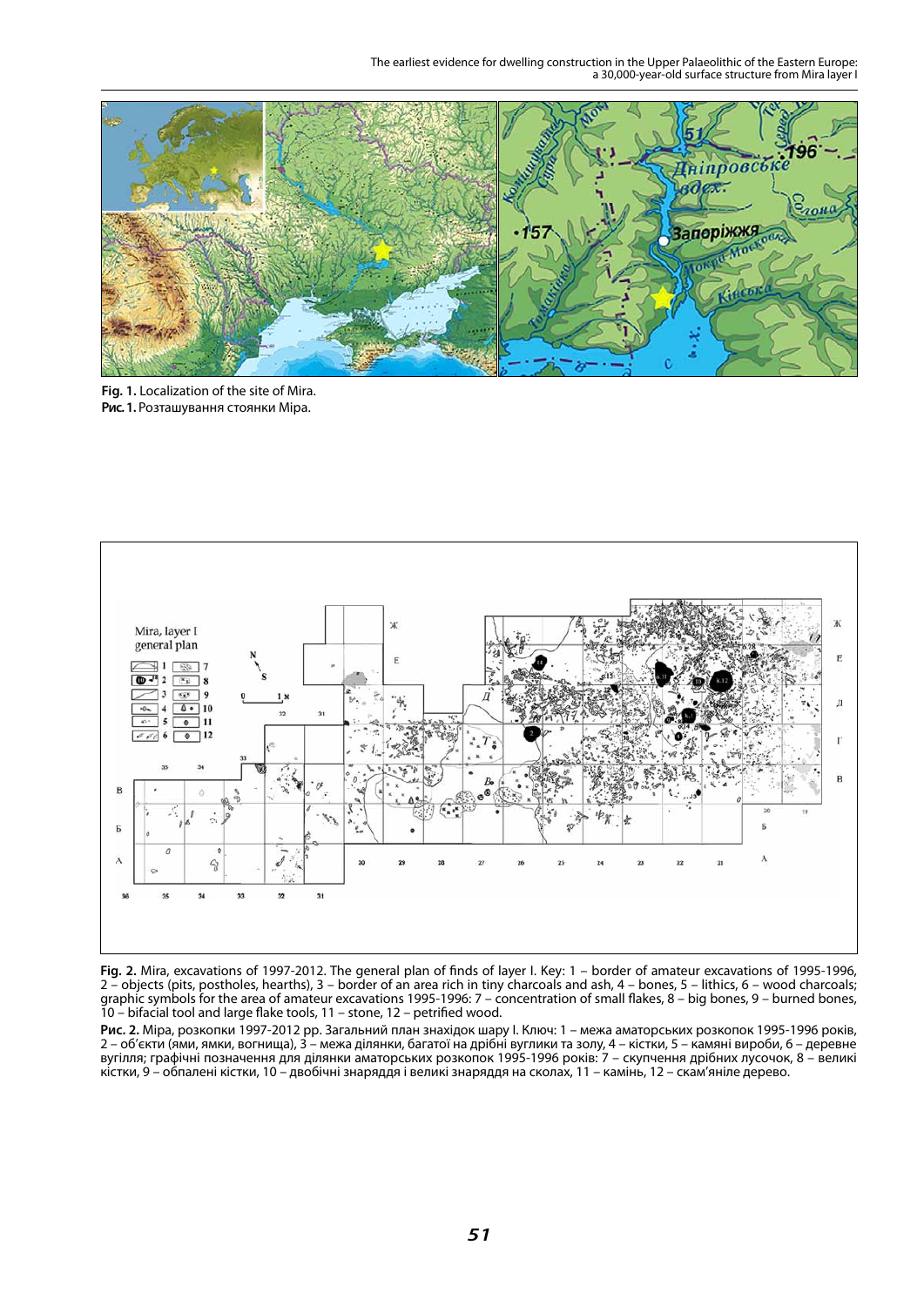**Fig. 1.** Localization of the site of Mira.
**Рис. 1.** Розташування стоянки Міра.

**Fig. 2.** Mira, excavations of 1997-2012. The general plan of finds of layer I. Key: 1 – border of amateur excavations of 1995-1996, 2 – objects (pits, postholes, hearths), 3 – border of an area rich in tiny charcoals and ash, 4 – bones, 5 – lithics, 6 – wood charcoals; graphic symbols for the area of amateur excavations 1995-1996: 7 – concentration of small flakes, 8 – big bones, 9 – burned bones, 10 – bifacial tool and large flake tools, 11 – stone, 12 – petrified wood.

**Рис. 2.** Міра, розкопки 1997-2012 рр. Загальний план знахідок шару І. Ключ: 1 – межа аматорських розкопок 1995-1996 років, 2 – об'єкти (ями, ямки, вогнища), 3 – межа ділянки, багатої на дрібні вуглики та золу, 4 – кістки, 5 – камяні вироби, 6 – деревне вугілля; графічні позначення для ділянки аматорських розкопок 1995-1996 років: 7 – скупчення дрібних лусочок, 8 – великі кістки, 9 – обпалені кістки, 10 – двобічні знаряддя і великі знаряддя на сколах, 11 – камінь, 12 – скам'яніле дерево.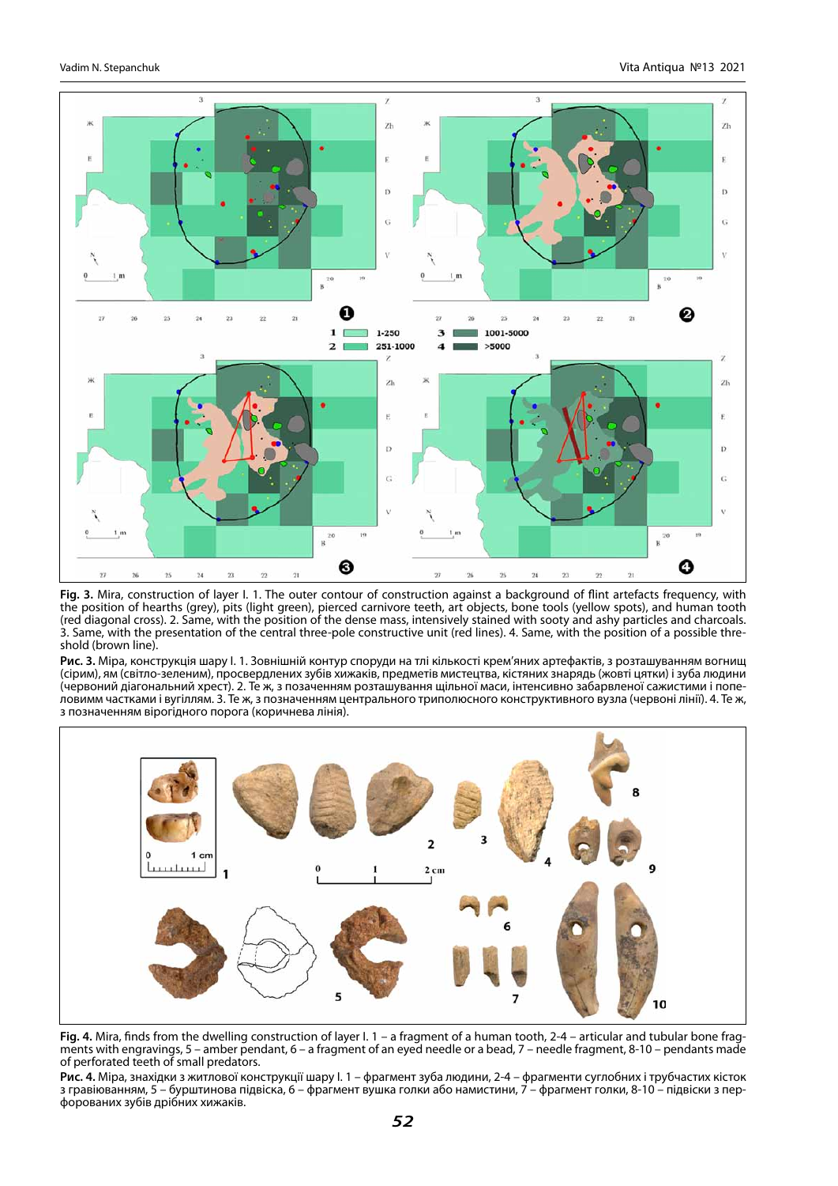**Fig. 3.** Mira, construction of layer I. 1. The outer contour of construction against a background of flint artefacts frequency, with the position of hearths (grey), pits (light green), pierced carnivore teeth, art objects, bone tools (yellow spots), and human tooth (red diagonal cross). 2. Same, with the position of the dense mass, intensively stained with sooty and ashy particles and charcoals. 3. Same, with the presentation of the central three-pole constructive unit (red lines). 4. Same, with the position of a possible threshold (brown line).

**Рис. 3.** Міра, конструкція шару I. 1. Зовнішній контур споруди на тлі кількості крем'яних артефактів, з розташуванням вогнищ (сірим), ям (світло-зеленим), просвердлених зубів хижаків, предметів мистецтва, кістяних знарядь (жовті цятки) і зуба людини (червоний діагональний хрест). 2. Те ж, з позначенням розташування щільної маси, інтенсивно забарвленої сажистими і попеловимм частками і вугіллям. 3. Те ж, з позначенням центрального триполюсного конструктивного вузла (червоні лінії). 4. Те ж, з позначенням вірогідного порога (коричнева лінія).

**Fig. 4.** Mira, finds from the dwelling construction of layer I. 1 – a fragment of a human tooth, 2-4 – articular and tubular bone fragments with engravings, 5 – amber pendant, 6 – a fragment of an eyed needle or a bead, 7 – needle fragment, 8-10 – pendants made of perforated teeth of small predators.

**Рис. 4.** Міра, знахідки з житлової конструкції шару I. 1 – фрагмент зуба людини, 2-4 – фрагменти суглобних і трубчастих кісток з гравіюванням, 5 – бурштинова підвіска, 6 – фрагмент вушка голки або намистини, 7 – фрагмент голки, 8-10 – підвіски з перфорованих зубів дрібних хижаків.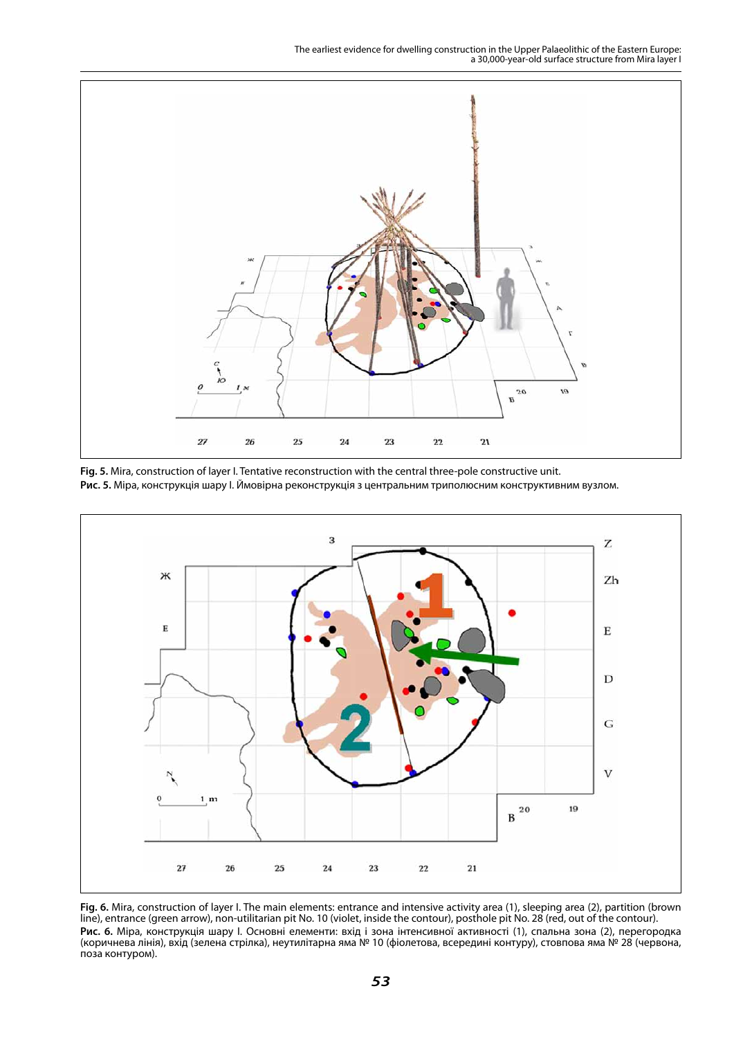27
26
25
24
23
22
21

**Fig. 5.** Mira, construction of layer I. Tentative reconstruction with the central three-pole constructive unit.

**Рис. 5.** Міра, конструкція шару І. Ймовірна реконструкція з центральним триполюсним конструктивним вузлом.

**Fig. 6.** Mira, construction of layer I. The main elements: entrance and intensive activity area (1), sleeping area (2), partition (brown line), entrance (green arrow), non-utilitarian pit No. 10 (violet, inside the contour), posthole pit No. 28 (red, out of the contour).

**Рис. 6.** Міра, конструкція шару І. Основні елементи: вхід і зона інтенсивної активності (1), спальна зона (2), перегородка (коричнева лінія), вхід (зелена стрілка), неутилітарна яма № 10 (фіолетова, всередині контуру), стовпова яма № 28 (червона, поза контуром).